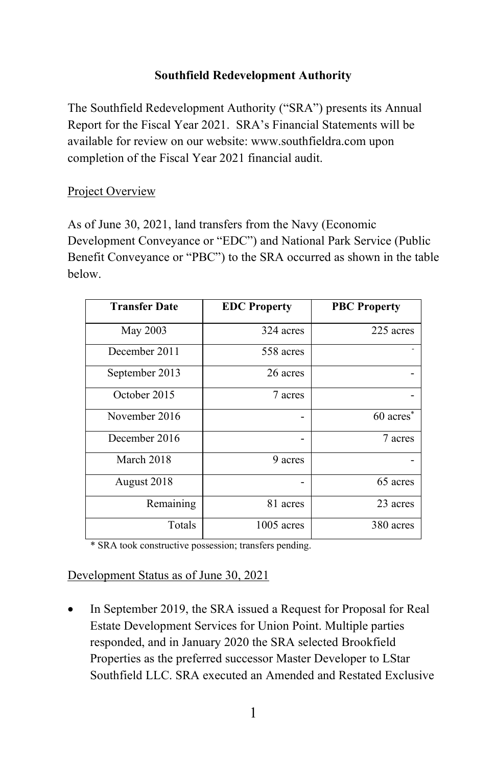# Southfield Redevelopment Authority

The Southfield Redevelopment Authority ("SRA") presents its Annual Report for the Fiscal Year 2021. SRA's Financial Statements will be available for review on our website: www.southfieldra.com upon completion of the Fiscal Year 2021 financial audit.

## Project Overview

As of June 30, 2021, land transfers from the Navy (Economic Development Conveyance or "EDC") and National Park Service (Public Benefit Conveyance or "PBC") to the SRA occurred as shown in the table below.

| Transfer Date | EDC Property | PBC Property |
|---|---|---|
| May 2003 | 324 acres | 225 acres |
| December 2011 | 558 acres | - |
| September 2013 | 26 acres | - |
| October 2015 | 7 acres | - |
| November 2016 | - | 60 acres* |
| December 2016 | - | 7 acres |
| March 2018 | 9 acres | - |
| August 2018 | - | 65 acres |
| Remaining | 81 acres | 23 acres |
| Totals | 1005 acres | 380 acres |

\* SRA took constructive possession; transfers pending.

## Development Status as of June 30, 2021

- In September 2019, the SRA issued a Request for Proposal for Real Estate Development Services for Union Point. Multiple parties responded, and in January 2020 the SRA selected Brookfield Properties as the preferred successor Master Developer to LStar Southfield LLC. SRA executed an Amended and Restated Exclusive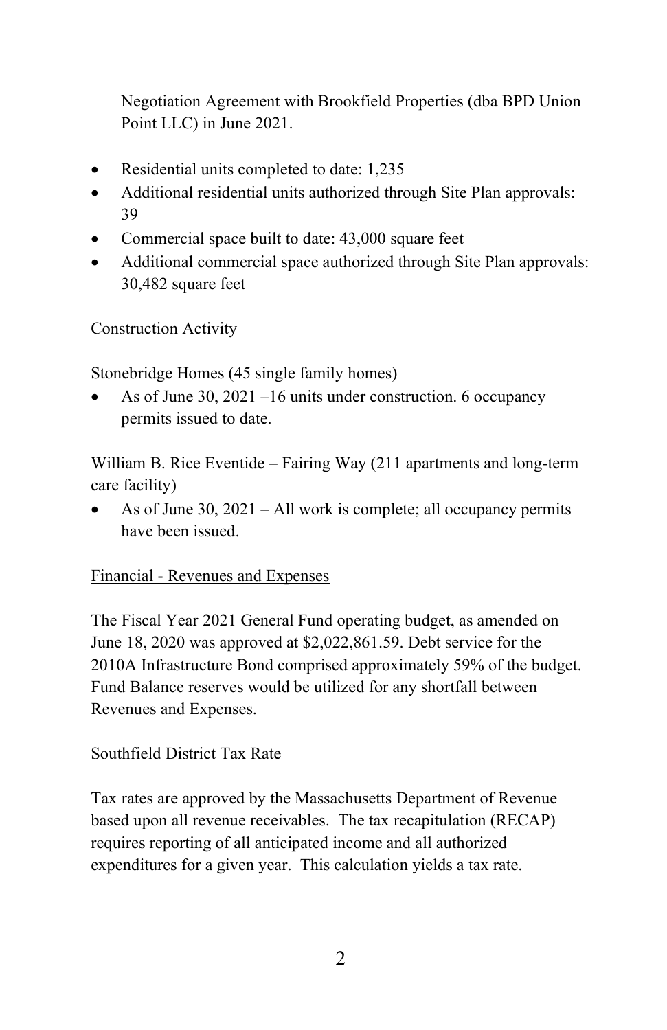Negotiation Agreement with Brookfield Properties (dba BPD Union Point LLC) in June 2021.

- Residential units completed to date: 1,235
- Additional residential units authorized through Site Plan approvals: 39
- Commercial space built to date: 43,000 square feet
- Additional commercial space authorized through Site Plan approvals: 30,482 square feet

<u>Construction Activity</u>

Stonebridge Homes (45 single family homes)

- As of June 30, 2021 –16 units under construction. 6 occupancy permits issued to date.

William B. Rice Eventide – Fairing Way (211 apartments and long-term care facility)

- As of June 30, 2021 – All work is complete; all occupancy permits have been issued.

<u>Financial - Revenues and Expenses</u>

The Fiscal Year 2021 General Fund operating budget, as amended on June 18, 2020 was approved at $2,022,861.59. Debt service for the 2010A Infrastructure Bond comprised approximately 59% of the budget. Fund Balance reserves would be utilized for any shortfall between Revenues and Expenses.

<u>Southfield District Tax Rate</u>

Tax rates are approved by the Massachusetts Department of Revenue based upon all revenue receivables. The tax recapitulation (RECAP) requires reporting of all anticipated income and all authorized expenditures for a given year. This calculation yields a tax rate.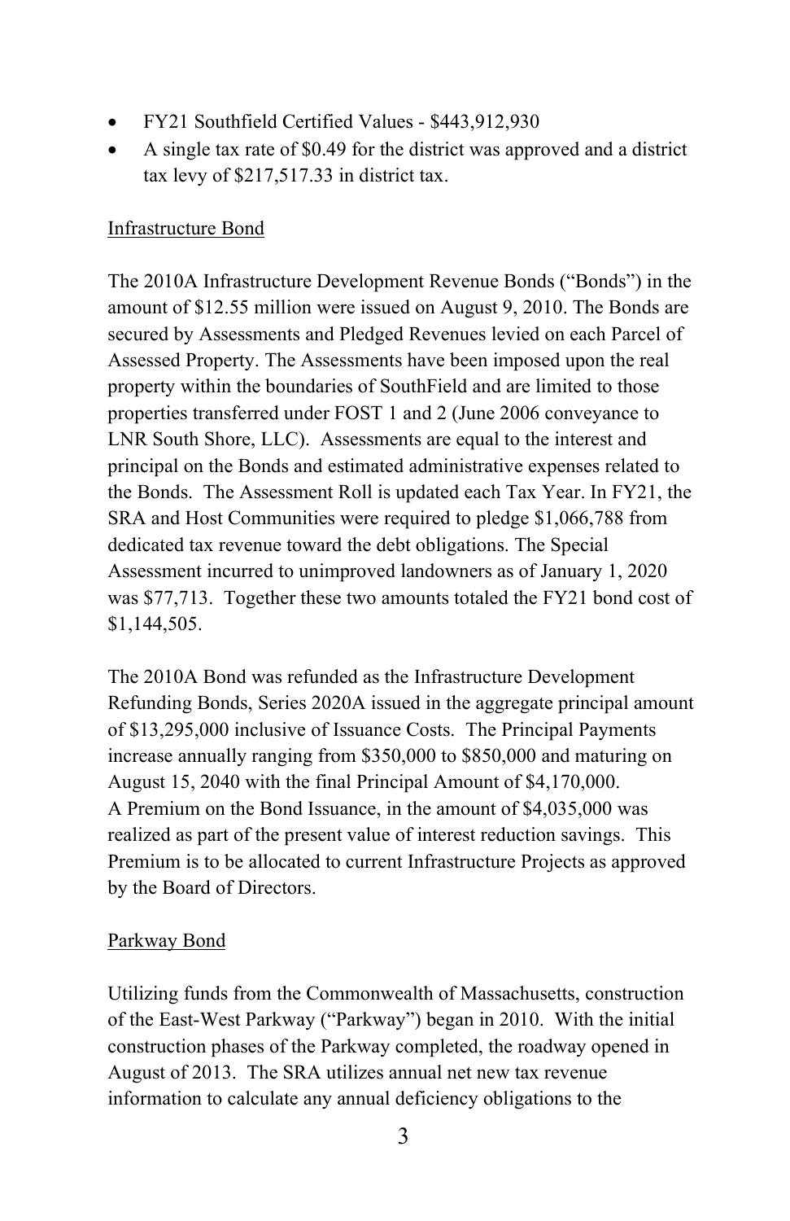- FY21 Southfield Certified Values - $443,912,930
- A single tax rate of $0.49 for the district was approved and a district tax levy of $217,517.33 in district tax.

<u>Infrastructure Bond</u>

The 2010A Infrastructure Development Revenue Bonds ("Bonds") in the amount of $12.55 million were issued on August 9, 2010. The Bonds are secured by Assessments and Pledged Revenues levied on each Parcel of Assessed Property. The Assessments have been imposed upon the real property within the boundaries of SouthField and are limited to those properties transferred under FOST 1 and 2 (June 2006 conveyance to LNR South Shore, LLC). Assessments are equal to the interest and principal on the Bonds and estimated administrative expenses related to the Bonds. The Assessment Roll is updated each Tax Year. In FY21, the SRA and Host Communities were required to pledge $1,066,788 from dedicated tax revenue toward the debt obligations. The Special Assessment incurred to unimproved landowners as of January 1, 2020 was $77,713. Together these two amounts totaled the FY21 bond cost of $1,144,505.

The 2010A Bond was refunded as the Infrastructure Development Refunding Bonds, Series 2020A issued in the aggregate principal amount of $13,295,000 inclusive of Issuance Costs. The Principal Payments increase annually ranging from $350,000 to $850,000 and maturing on August 15, 2040 with the final Principal Amount of $4,170,000. A Premium on the Bond Issuance, in the amount of $4,035,000 was realized as part of the present value of interest reduction savings. This Premium is to be allocated to current Infrastructure Projects as approved by the Board of Directors.

<u>Parkway Bond</u>

Utilizing funds from the Commonwealth of Massachusetts, construction of the East-West Parkway ("Parkway") began in 2010. With the initial construction phases of the Parkway completed, the roadway opened in August of 2013. The SRA utilizes annual net new tax revenue information to calculate any annual deficiency obligations to the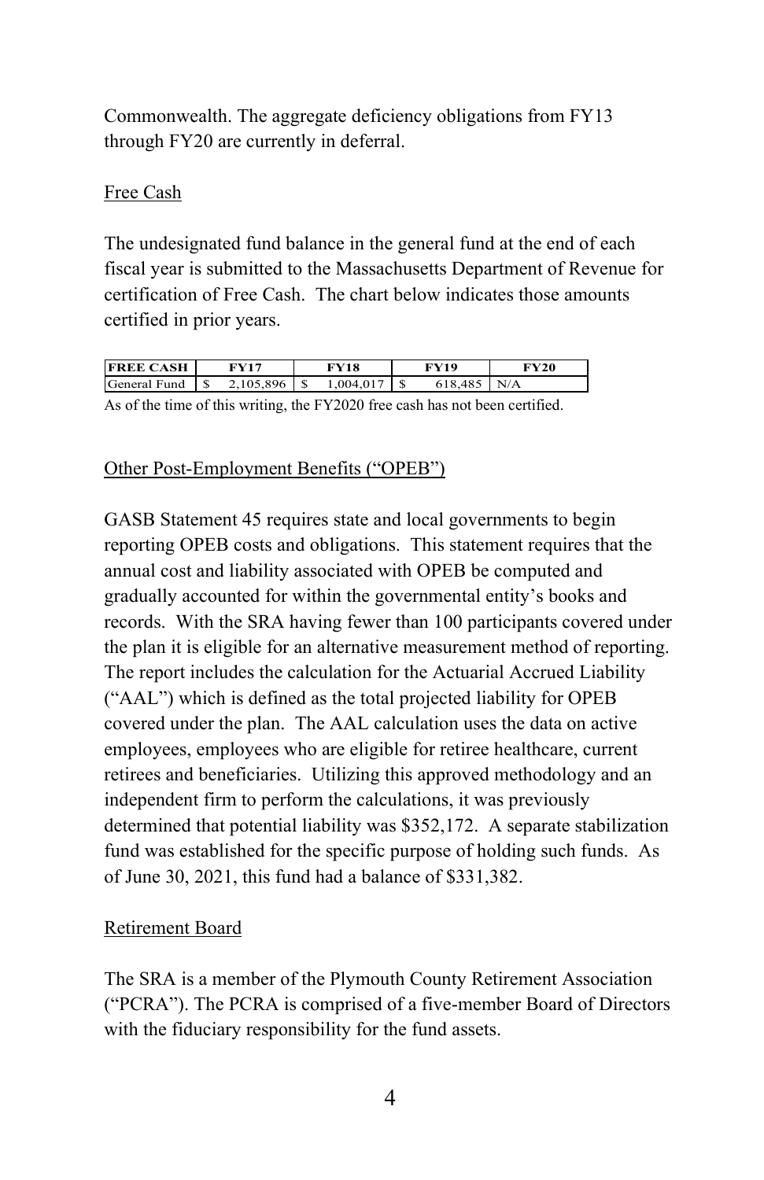Commonwealth. The aggregate deficiency obligations from FY13 through FY20 are currently in deferral.

Free Cash

The undesignated fund balance in the general fund at the end of each fiscal year is submitted to the Massachusetts Department of Revenue for certification of Free Cash. The chart below indicates those amounts certified in prior years.

| FREE CASH | FY17 | FY18 | FY19 | FY20 |
|---|---|---|---|---|
| General Fund | $ 2,105,896 | $ 1,004,017 | $ 618,485 | N/A |

As of the time of this writing, the FY2020 free cash has not been certified.

Other Post-Employment Benefits ("OPEB")

GASB Statement 45 requires state and local governments to begin reporting OPEB costs and obligations. This statement requires that the annual cost and liability associated with OPEB be computed and gradually accounted for within the governmental entity's books and records. With the SRA having fewer than 100 participants covered under the plan it is eligible for an alternative measurement method of reporting. The report includes the calculation for the Actuarial Accrued Liability ("AAL") which is defined as the total projected liability for OPEB covered under the plan. The AAL calculation uses the data on active employees, employees who are eligible for retiree healthcare, current retirees and beneficiaries. Utilizing this approved methodology and an independent firm to perform the calculations, it was previously determined that potential liability was $352,172. A separate stabilization fund was established for the specific purpose of holding such funds. As of June 30, 2021, this fund had a balance of $331,382.

Retirement Board

The SRA is a member of the Plymouth County Retirement Association ("PCRA"). The PCRA is comprised of a five-member Board of Directors with the fiduciary responsibility for the fund assets.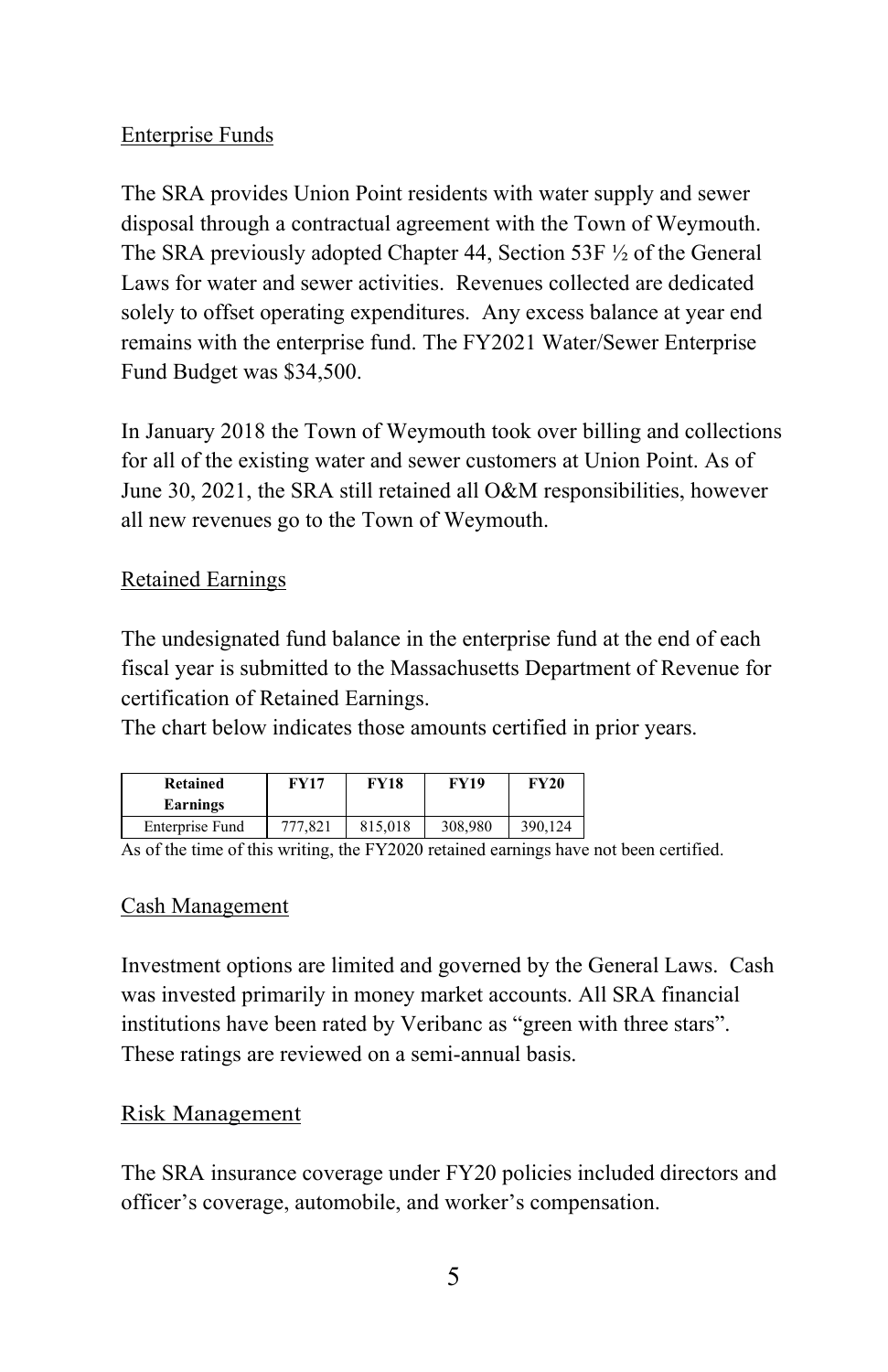## Enterprise Funds

The SRA provides Union Point residents with water supply and sewer disposal through a contractual agreement with the Town of Weymouth. The SRA previously adopted Chapter 44, Section 53F ½ of the General Laws for water and sewer activities. Revenues collected are dedicated solely to offset operating expenditures. Any excess balance at year end remains with the enterprise fund. The FY2021 Water/Sewer Enterprise Fund Budget was $34,500.

In January 2018 the Town of Weymouth took over billing and collections for all of the existing water and sewer customers at Union Point. As of June 30, 2021, the SRA still retained all O&M responsibilities, however all new revenues go to the Town of Weymouth.

## Retained Earnings

The undesignated fund balance in the enterprise fund at the end of each fiscal year is submitted to the Massachusetts Department of Revenue for certification of Retained Earnings.
The chart below indicates those amounts certified in prior years.

| Retained Earnings | FY17 | FY18 | FY19 | FY20 |
|---|---|---|---|---|
| Enterprise Fund | 777,821 | 815,018 | 308,980 | 390,124 |

As of the time of this writing, the FY2020 retained earnings have not been certified.

## Cash Management

Investment options are limited and governed by the General Laws. Cash was invested primarily in money market accounts. All SRA financial institutions have been rated by Veribanc as "green with three stars". These ratings are reviewed on a semi-annual basis.

## Risk Management

The SRA insurance coverage under FY20 policies included directors and officer's coverage, automobile, and worker's compensation.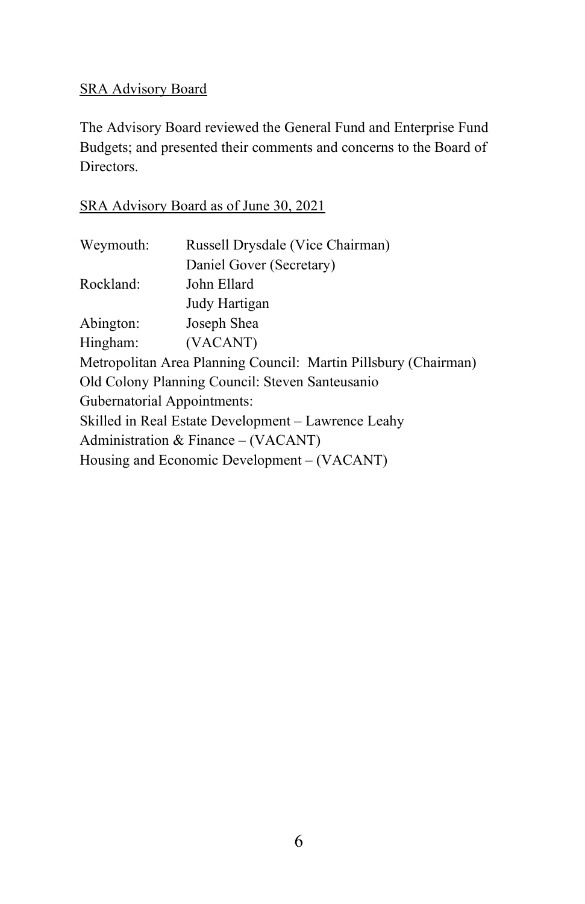## SRA Advisory Board

The Advisory Board reviewed the General Fund and Enterprise Fund Budgets; and presented their comments and concerns to the Board of Directors.

## SRA Advisory Board as of June 30, 2021

| | |
|---|---|
| Weymouth: | Russell Drysdale (Vice Chairman) |
| | Daniel Gover (Secretary) |
| Rockland: | John Ellard |
| | Judy Hartigan |
| Abington: | Joseph Shea |
| Hingham: | (VACANT) |

Metropolitan Area Planning Council: Martin Pillsbury (Chairman)
Old Colony Planning Council: Steven Santeusanio
Gubernatorial Appointments:
Skilled in Real Estate Development – Lawrence Leahy
Administration & Finance – (VACANT)
Housing and Economic Development – (VACANT)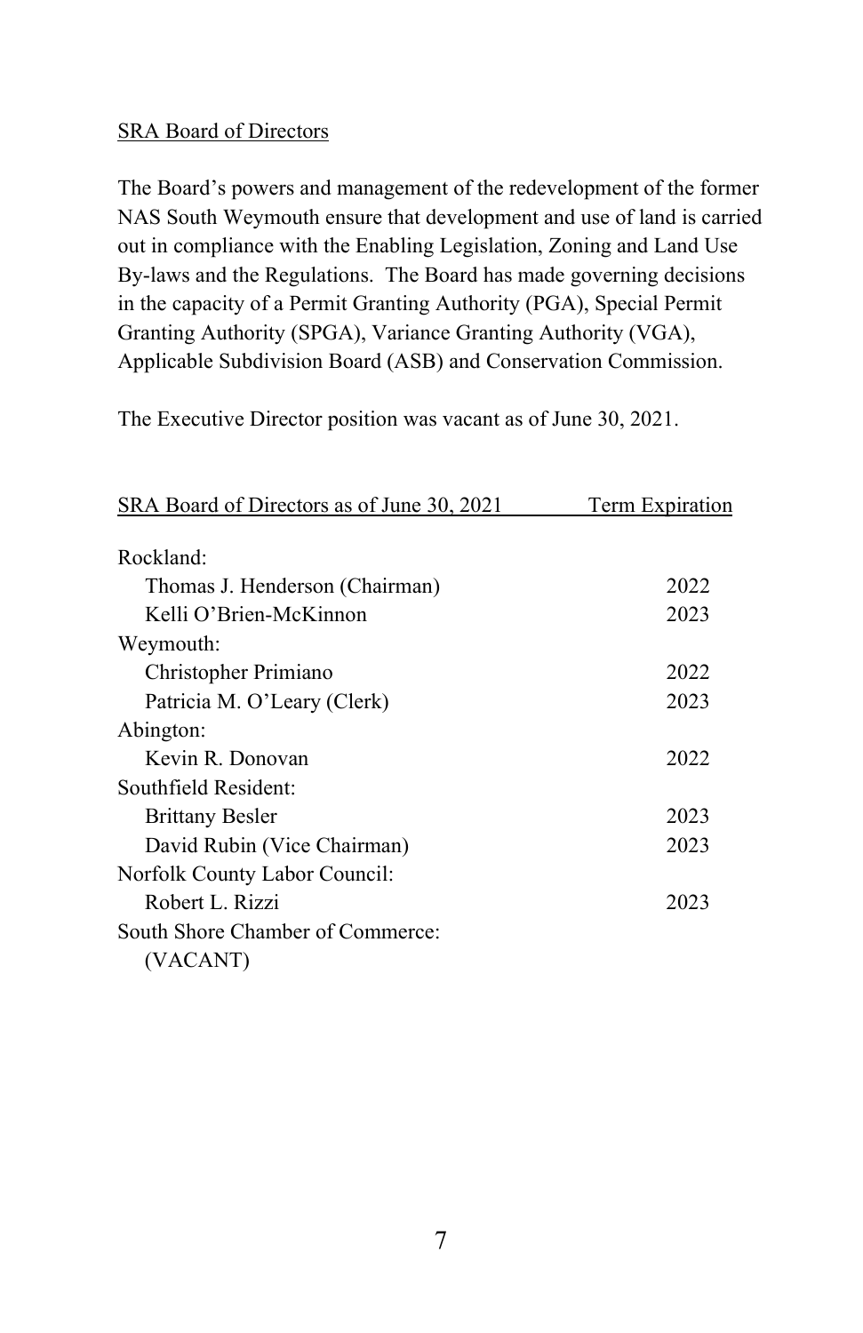## SRA Board of Directors

The Board's powers and management of the redevelopment of the former NAS South Weymouth ensure that development and use of land is carried out in compliance with the Enabling Legislation, Zoning and Land Use By-laws and the Regulations. The Board has made governing decisions in the capacity of a Permit Granting Authority (PGA), Special Permit Granting Authority (SPGA), Variance Granting Authority (VGA), Applicable Subdivision Board (ASB) and Conservation Commission.

The Executive Director position was vacant as of June 30, 2021.

| SRA Board of Directors as of June 30, 2021 | Term Expiration |
|---|---|
| Rockland: | |
| Thomas J. Henderson (Chairman) | 2022 |
| Kelli O'Brien-McKinnon | 2023 |
| Weymouth: | |
| Christopher Primiano | 2022 |
| Patricia M. O'Leary (Clerk) | 2023 |
| Abington: | |
| Kevin R. Donovan | 2022 |
| Southfield Resident: | |
| Brittany Besler | 2023 |
| David Rubin (Vice Chairman) | 2023 |
| Norfolk County Labor Council: | |
| Robert L. Rizzi | 2023 |
| South Shore Chamber of Commerce: | |
| (VACANT) | |